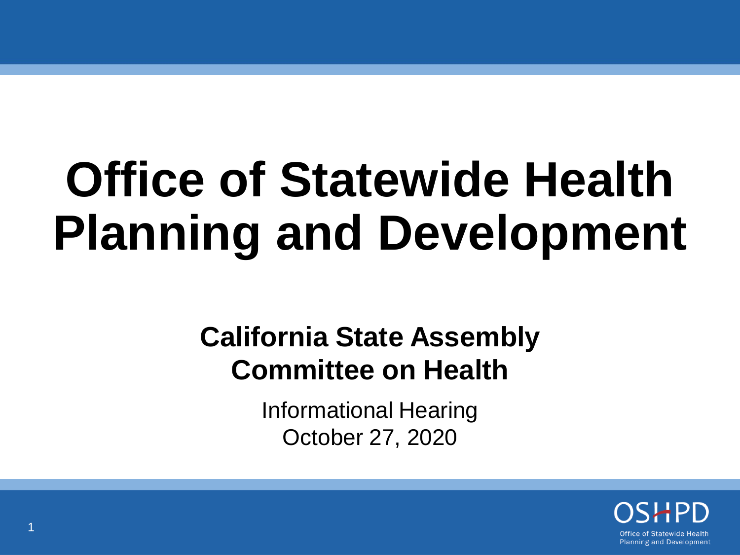# Office of Statewide Health Planning and Development

## California State Assembly Committee on Health

Informational Hearing
October 27, 2020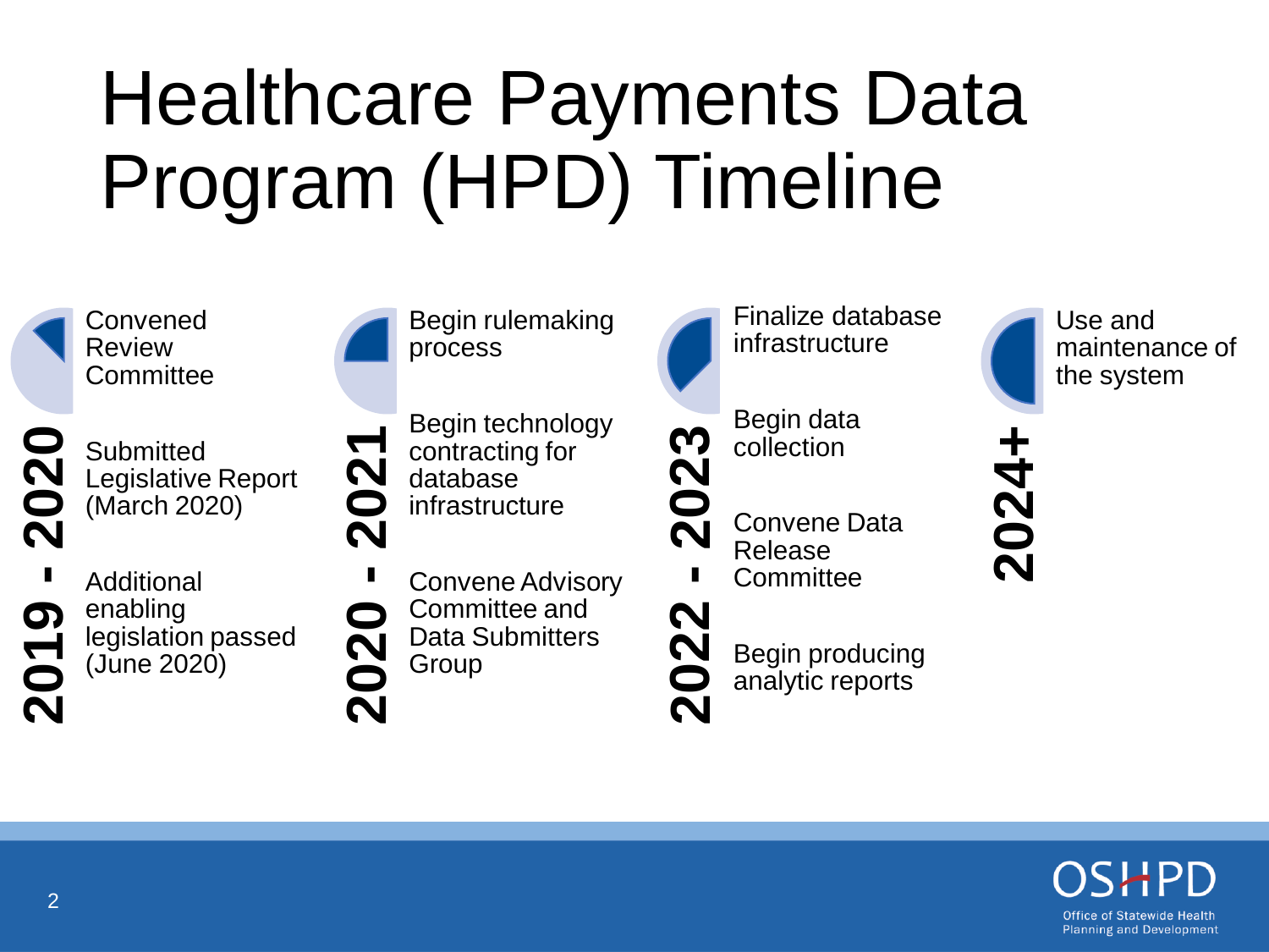# Healthcare Payments Data Program (HPD) Timeline

## 2019 - 2020

- Convened Review Committee
- Submitted Legislative Report (March 2020)
- Additional enabling legislation passed (June 2020)

## 2020 - 2021

- Begin rulemaking process
- Begin technology contracting for database infrastructure
- Convene Advisory Committee and Data Submitters Group

## 2022 - 2023

- Finalize database infrastructure
- Begin data collection
- Convene Data Release Committee
- Begin producing analytic reports

## 2024+

- Use and maintenance of the system

OSHPD
Office of Statewide Health Planning and Development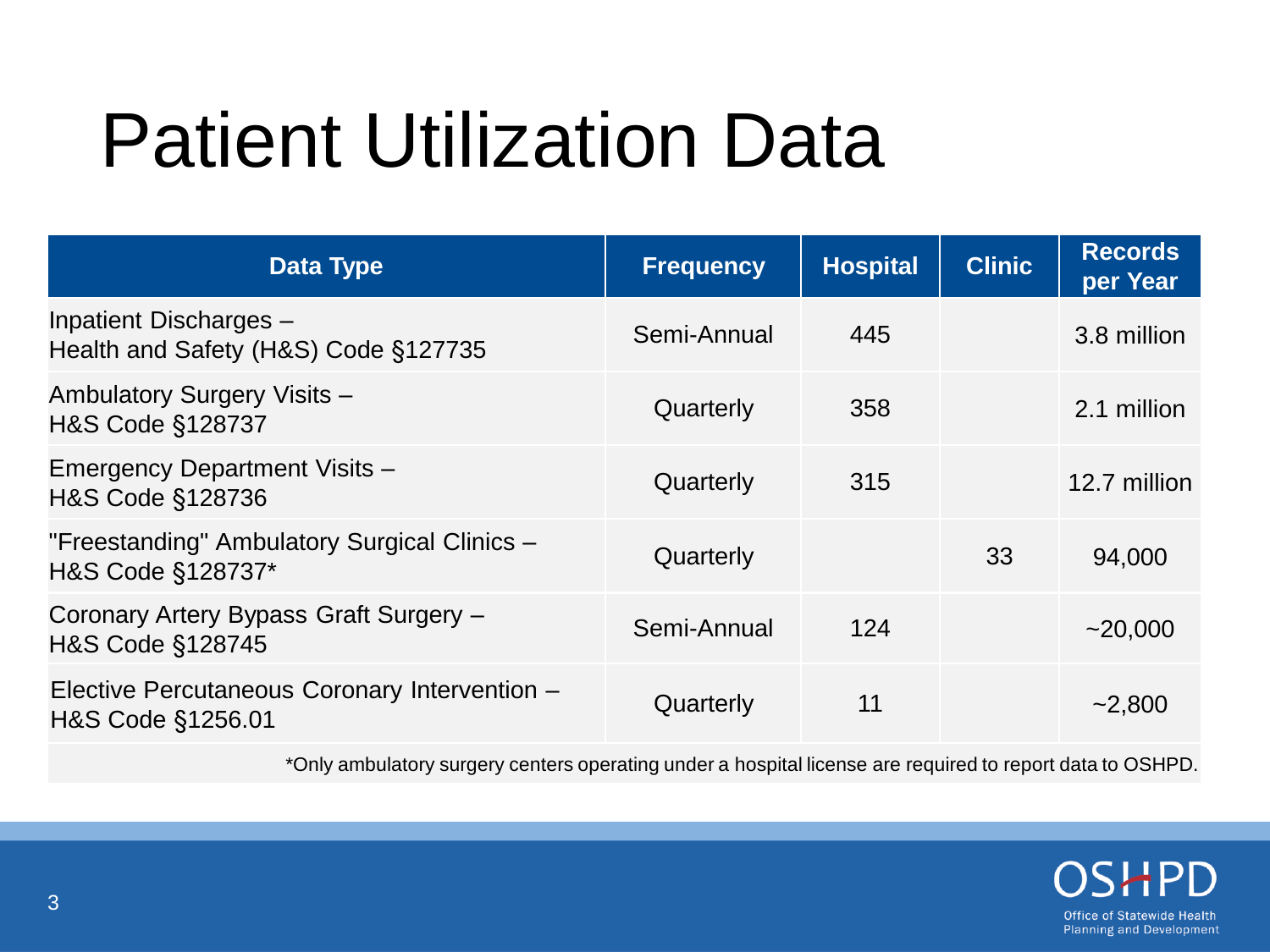# Patient Utilization Data

| Data Type | Frequency | Hospital | Clinic | Records per Year |
| --- | --- | --- | --- | --- |
| Inpatient Discharges – Health and Safety (H&S) Code §127735 | Semi-Annual | 445 | | 3.8 million |
| Ambulatory Surgery Visits – H&S Code §128737 | Quarterly | 358 | | 2.1 million |
| Emergency Department Visits – H&S Code §128736 | Quarterly | 315 | | 12.7 million |
| "Freestanding" Ambulatory Surgical Clinics – H&S Code §128737* | Quarterly | | 33 | 94,000 |
| Coronary Artery Bypass Graft Surgery – H&S Code §128745 | Semi-Annual | 124 | | ~20,000 |
| Elective Percutaneous Coronary Intervention – H&S Code §1256.01 | Quarterly | 11 | | ~2,800 |

*Only ambulatory surgery centers operating under a hospital license are required to report data to OSHPD.

OSHPD
Office of Statewide Health Planning and Development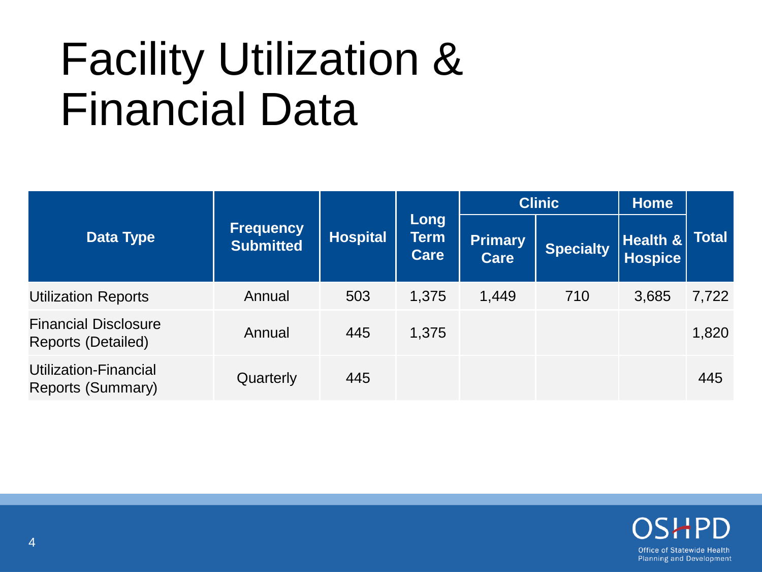# Facility Utilization & Financial Data

| Data Type | Frequency Submitted | Hospital | Long Term Care | Clinic | | Home | Total |
|---|---|---|---|---|---|---|---|
| | | | | Primary Care | Specialty | Health & Hospice | |
| Utilization Reports | Annual | 503 | 1,375 | 1,449 | 710 | 3,685 | 7,722 |
| Financial Disclosure Reports (Detailed) | Annual | 445 | 1,375 | | | | 1,820 |
| Utilization-Financial Reports (Summary) | Quarterly | 445 | | | | | 445 |

OSHPD
Office of Statewide Health Planning and Development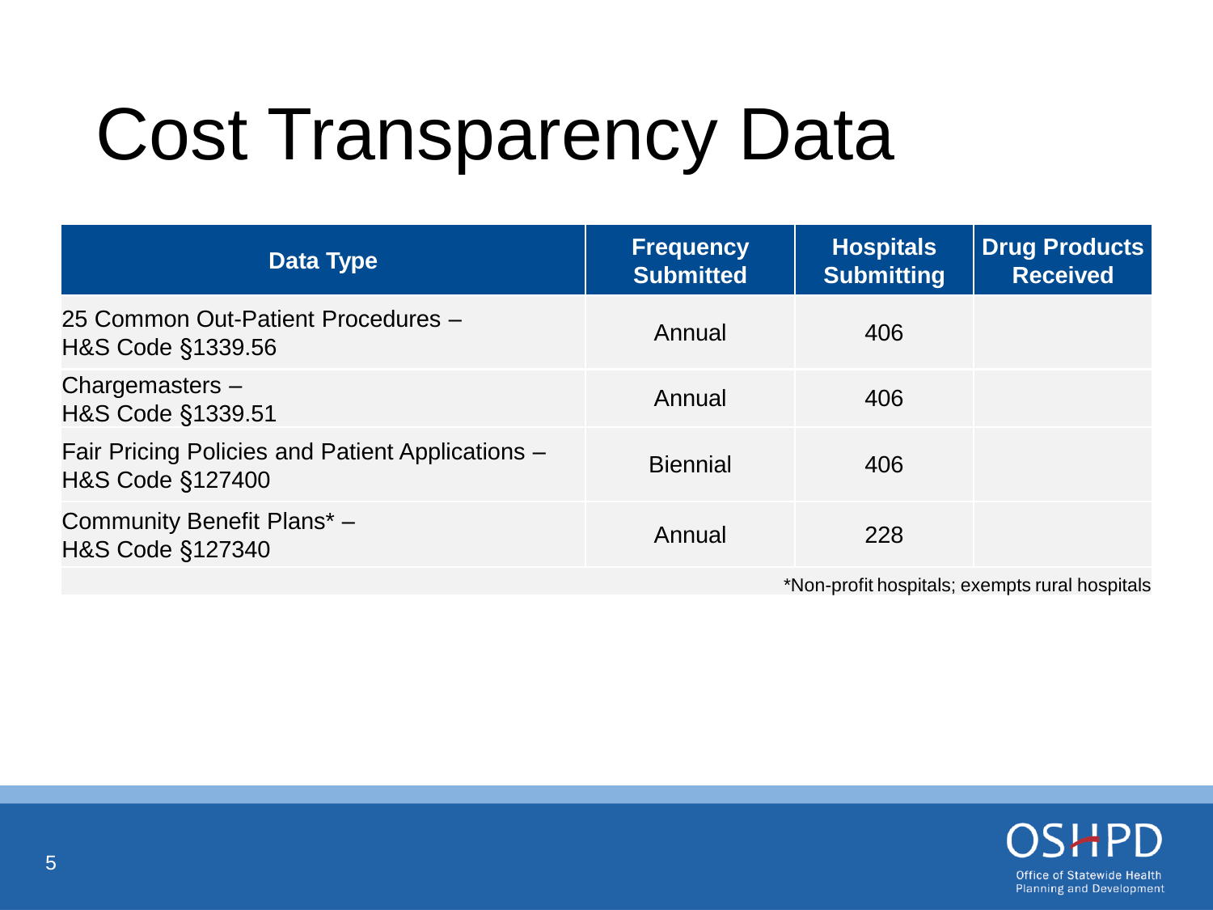# Cost Transparency Data

| Data Type | Frequency Submitted | Hospitals Submitting | Drug Products Received |
|---|---|---|---|
| 25 Common Out-Patient Procedures – H&S Code §1339.56 | Annual | 406 | |
| Chargemasters – H&S Code §1339.51 | Annual | 406 | |
| Fair Pricing Policies and Patient Applications – H&S Code §127400 | Biennial | 406 | |
| Community Benefit Plans* – H&S Code §127340 | Annual | 228 | |

*Non-profit hospitals; exempts rural hospitals

OSHPD Office of Statewide Health Planning and Development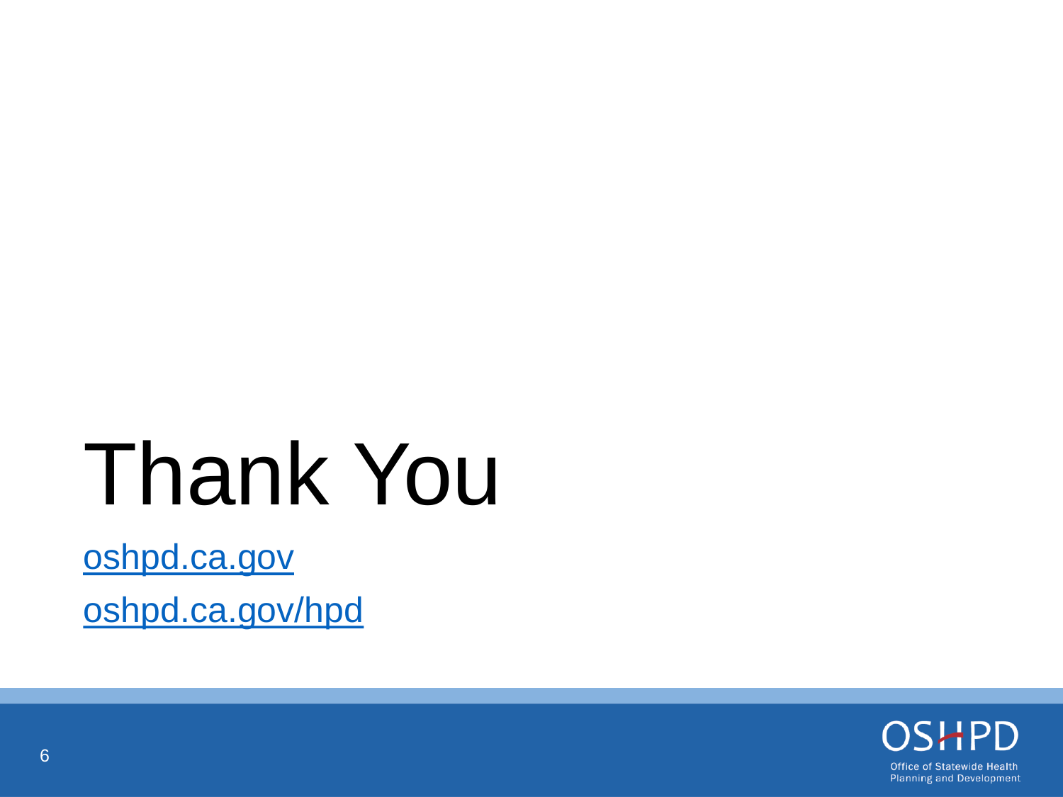# Thank You

oshpd.ca.gov

oshpd.ca.gov/hpd

OSHPD

Office of Statewide Health Planning and Development